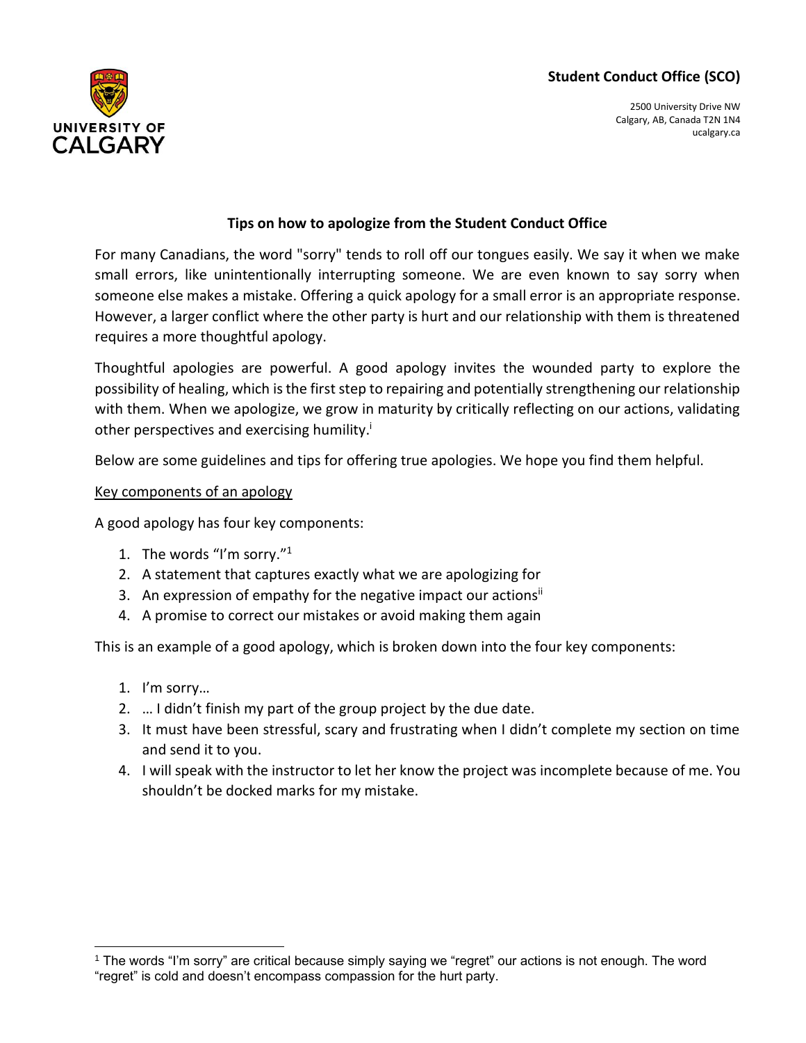**Student Conduct Office (SCO)**

2500 University Drive NW
Calgary, AB, Canada T2N 1N4
ucalgary.ca

## Tips on how to apologize from the Student Conduct Office

For many Canadians, the word "sorry" tends to roll off our tongues easily. We say it when we make small errors, like unintentionally interrupting someone. We are even known to say sorry when someone else makes a mistake. Offering a quick apology for a small error is an appropriate response. However, a larger conflict where the other party is hurt and our relationship with them is threatened requires a more thoughtful apology.

Thoughtful apologies are powerful. A good apology invites the wounded party to explore the possibility of healing, which is the first step to repairing and potentially strengthening our relationship with them. When we apologize, we grow in maturity by critically reflecting on our actions, validating other perspectives and exercising humility.[i]

Below are some guidelines and tips for offering true apologies. We hope you find them helpful.

### Key components of an apology

A good apology has four key components:

1. The words "I'm sorry."[1]
2. A statement that captures exactly what we are apologizing for
3. An expression of empathy for the negative impact our actions[ii]
4. A promise to correct our mistakes or avoid making them again

This is an example of a good apology, which is broken down into the four key components:

1. I'm sorry…
2. … I didn't finish my part of the group project by the due date.
3. It must have been stressful, scary and frustrating when I didn't complete my section on time and send it to you.
4. I will speak with the instructor to let her know the project was incomplete because of me. You shouldn't be docked marks for my mistake.

---

[1] The words "I'm sorry" are critical because simply saying we "regret" our actions is not enough. The word "regret" is cold and doesn't encompass compassion for the hurt party.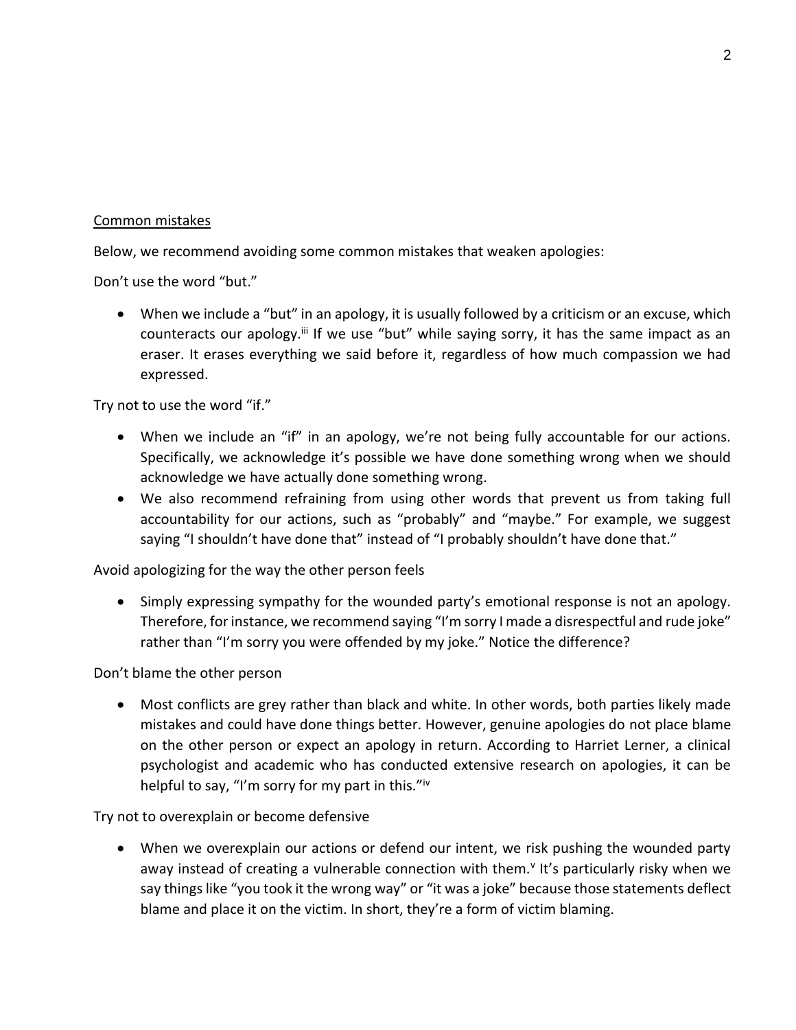## Common mistakes

Below, we recommend avoiding some common mistakes that weaken apologies:

Don't use the word "but."

- When we include a "but" in an apology, it is usually followed by a criticism or an excuse, which counteracts our apology.[iii] If we use "but" while saying sorry, it has the same impact as an eraser. It erases everything we said before it, regardless of how much compassion we had expressed.

Try not to use the word "if."

- When we include an "if" in an apology, we're not being fully accountable for our actions. Specifically, we acknowledge it's possible we have done something wrong when we should acknowledge we have actually done something wrong.
- We also recommend refraining from using other words that prevent us from taking full accountability for our actions, such as "probably" and "maybe." For example, we suggest saying "I shouldn't have done that" instead of "I probably shouldn't have done that."

Avoid apologizing for the way the other person feels

- Simply expressing sympathy for the wounded party's emotional response is not an apology. Therefore, for instance, we recommend saying "I'm sorry I made a disrespectful and rude joke" rather than "I'm sorry you were offended by my joke." Notice the difference?

Don't blame the other person

- Most conflicts are grey rather than black and white. In other words, both parties likely made mistakes and could have done things better. However, genuine apologies do not place blame on the other person or expect an apology in return. According to Harriet Lerner, a clinical psychologist and academic who has conducted extensive research on apologies, it can be helpful to say, "I'm sorry for my part in this."[iv]

Try not to overexplain or become defensive

- When we overexplain our actions or defend our intent, we risk pushing the wounded party away instead of creating a vulnerable connection with them.[v] It's particularly risky when we say things like "you took it the wrong way" or "it was a joke" because those statements deflect blame and place it on the victim. In short, they're a form of victim blaming.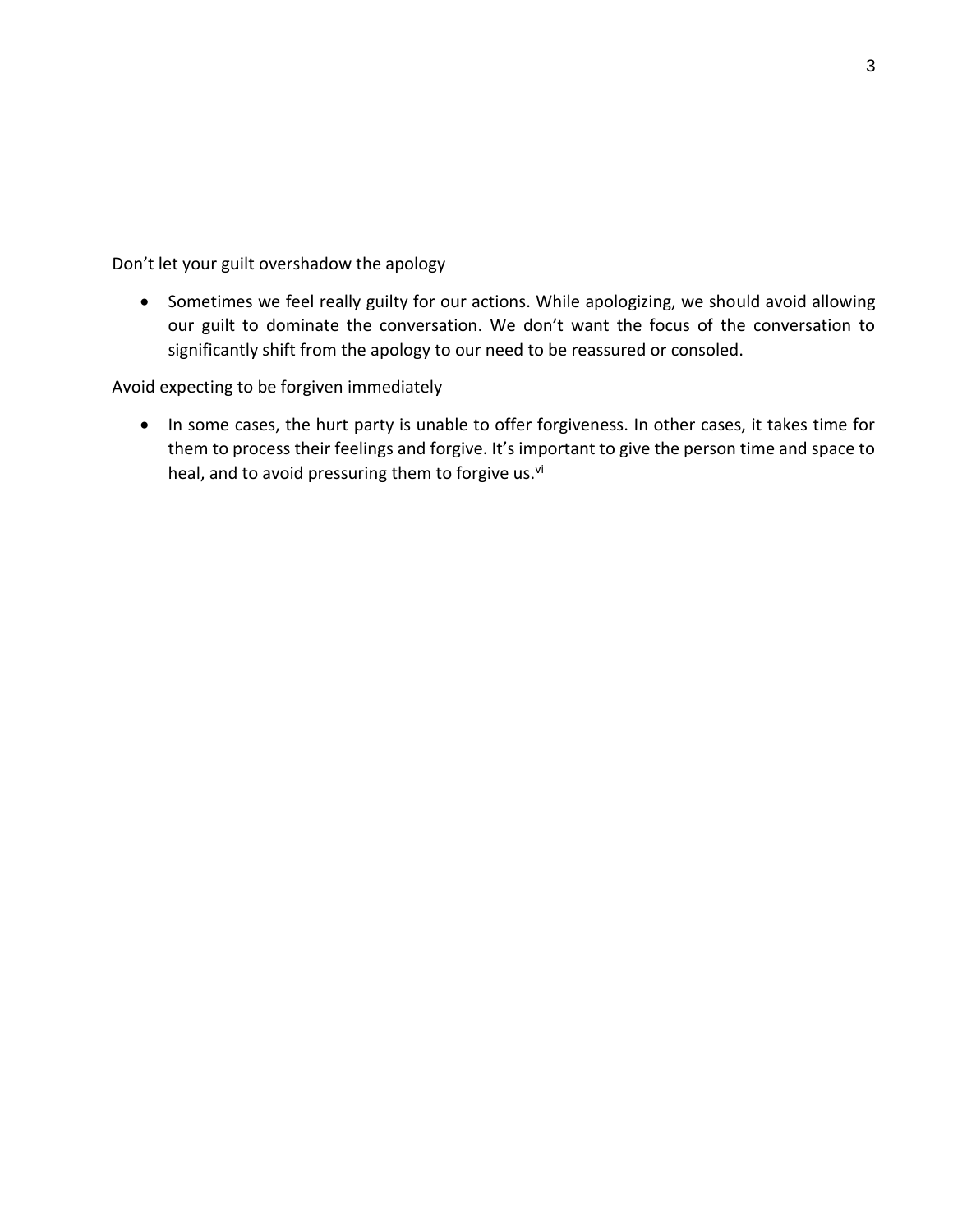Don’t let your guilt overshadow the apology

- Sometimes we feel really guilty for our actions. While apologizing, we should avoid allowing our guilt to dominate the conversation. We don’t want the focus of the conversation to significantly shift from the apology to our need to be reassured or consoled.

Avoid expecting to be forgiven immediately

- In some cases, the hurt party is unable to offer forgiveness. In other cases, it takes time for them to process their feelings and forgive. It’s important to give the person time and space to heal, and to avoid pressuring them to forgive us.[vi]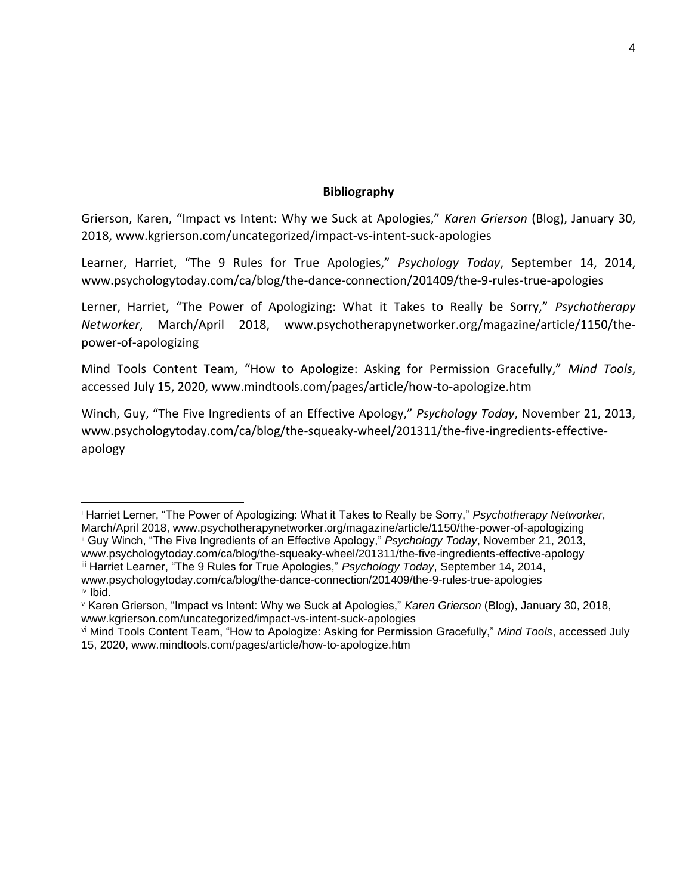**Bibliography**

Grierson, Karen, "Impact vs Intent: Why we Suck at Apologies," *Karen Grierson* (Blog), January 30, 2018, www.kgrierson.com/uncategorized/impact-vs-intent-suck-apologies

Learner, Harriet, "The 9 Rules for True Apologies," *Psychology Today*, September 14, 2014, www.psychologytoday.com/ca/blog/the-dance-connection/201409/the-9-rules-true-apologies

Lerner, Harriet, "The Power of Apologizing: What it Takes to Really be Sorry," *Psychotherapy Networker*, March/April 2018, www.psychotherapynetworker.org/magazine/article/1150/the-power-of-apologizing

Mind Tools Content Team, "How to Apologize: Asking for Permission Gracefully," *Mind Tools*, accessed July 15, 2020, www.mindtools.com/pages/article/how-to-apologize.htm

Winch, Guy, "The Five Ingredients of an Effective Apology," *Psychology Today*, November 21, 2013, www.psychologytoday.com/ca/blog/the-squeaky-wheel/201311/the-five-ingredients-effective-apology

---

[i] Harriet Lerner, "The Power of Apologizing: What it Takes to Really be Sorry," *Psychotherapy Networker*, March/April 2018, www.psychotherapynetworker.org/magazine/article/1150/the-power-of-apologizing

[ii] Guy Winch, "The Five Ingredients of an Effective Apology," *Psychology Today*, November 21, 2013, www.psychologytoday.com/ca/blog/the-squeaky-wheel/201311/the-five-ingredients-effective-apology

[iii] Harriet Learner, "The 9 Rules for True Apologies," *Psychology Today*, September 14, 2014, www.psychologytoday.com/ca/blog/the-dance-connection/201409/the-9-rules-true-apologies

[iv] Ibid.

[v] Karen Grierson, "Impact vs Intent: Why we Suck at Apologies," *Karen Grierson* (Blog), January 30, 2018, www.kgrierson.com/uncategorized/impact-vs-intent-suck-apologies

[vi] Mind Tools Content Team, "How to Apologize: Asking for Permission Gracefully," *Mind Tools*, accessed July 15, 2020, www.mindtools.com/pages/article/how-to-apologize.htm